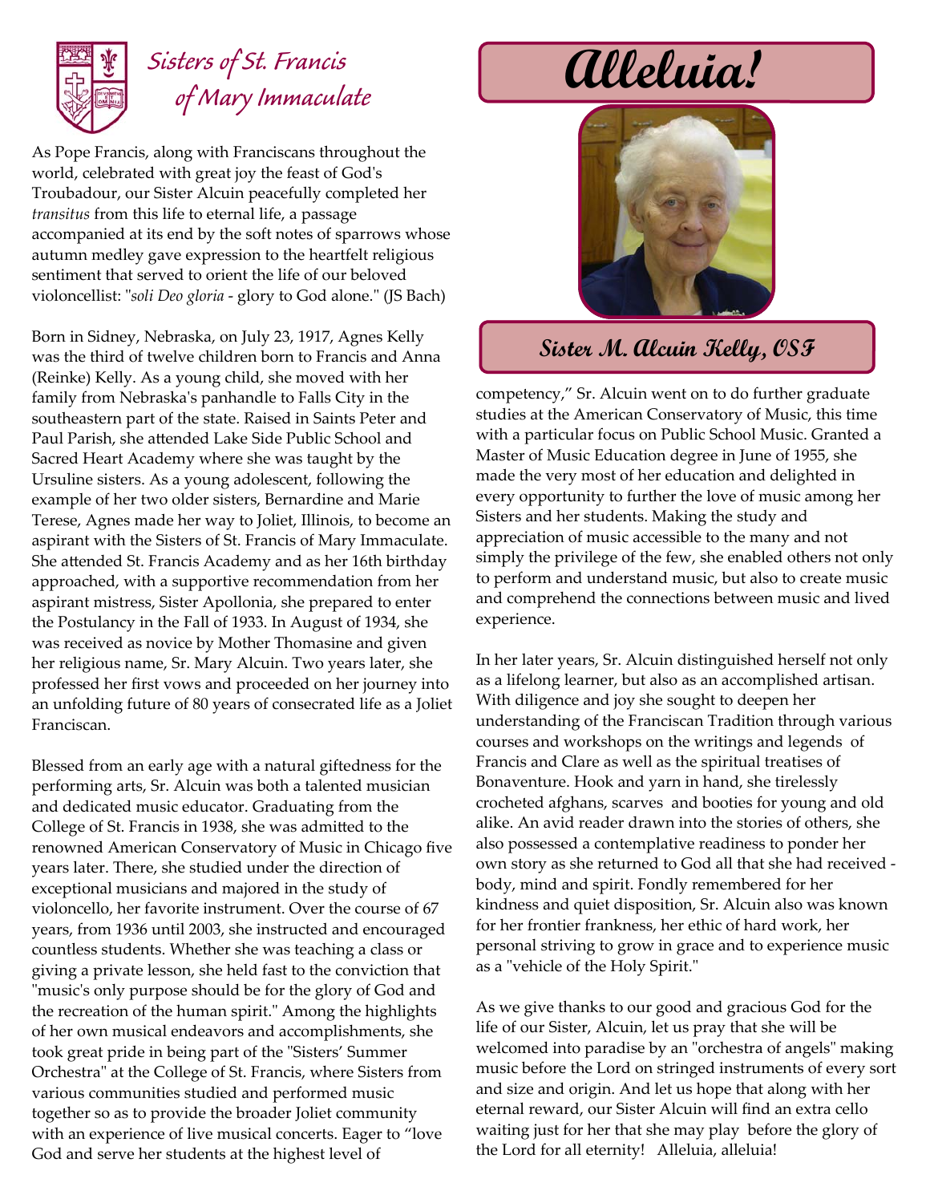# Sisters of St. Francis of Mary Immaculate

# Alleluia!

## Sister M. Alcuin Kelly, OSF

As Pope Francis, along with Franciscans throughout the world, celebrated with great joy the feast of God's Troubadour, our Sister Alcuin peacefully completed her *transitus* from this life to eternal life, a passage accompanied at its end by the soft notes of sparrows whose autumn medley gave expression to the heartfelt religious sentiment that served to orient the life of our beloved violoncellist: "*soli Deo gloria* - glory to God alone." (JS Bach)

Born in Sidney, Nebraska, on July 23, 1917, Agnes Kelly was the third of twelve children born to Francis and Anna (Reinke) Kelly. As a young child, she moved with her family from Nebraska's panhandle to Falls City in the southeastern part of the state. Raised in Saints Peter and Paul Parish, she attended Lake Side Public School and Sacred Heart Academy where she was taught by the Ursuline sisters. As a young adolescent, following the example of her two older sisters, Bernardine and Marie Terese, Agnes made her way to Joliet, Illinois, to become an aspirant with the Sisters of St. Francis of Mary Immaculate. She attended St. Francis Academy and as her 16th birthday approached, with a supportive recommendation from her aspirant mistress, Sister Apollonia, she prepared to enter the Postulancy in the Fall of 1933. In August of 1934, she was received as novice by Mother Thomasine and given her religious name, Sr. Mary Alcuin. Two years later, she professed her first vows and proceeded on her journey into an unfolding future of 80 years of consecrated life as a Joliet Franciscan.

Blessed from an early age with a natural giftedness for the performing arts, Sr. Alcuin was both a talented musician and dedicated music educator. Graduating from the College of St. Francis in 1938, she was admitted to the renowned American Conservatory of Music in Chicago five years later. There, she studied under the direction of exceptional musicians and majored in the study of violoncello, her favorite instrument. Over the course of 67 years, from 1936 until 2003, she instructed and encouraged countless students. Whether she was teaching a class or giving a private lesson, she held fast to the conviction that "music's only purpose should be for the glory of God and the recreation of the human spirit." Among the highlights of her own musical endeavors and accomplishments, she took great pride in being part of the "Sisters' Summer Orchestra" at the College of St. Francis, where Sisters from various communities studied and performed music together so as to provide the broader Joliet community with an experience of live musical concerts. Eager to "love God and serve her students at the highest level of competency," Sr. Alcuin went on to do further graduate studies at the American Conservatory of Music, this time with a particular focus on Public School Music. Granted a Master of Music Education degree in June of 1955, she made the very most of her education and delighted in every opportunity to further the love of music among her Sisters and her students. Making the study and appreciation of music accessible to the many and not simply the privilege of the few, she enabled others not only to perform and understand music, but also to create music and comprehend the connections between music and lived experience.

In her later years, Sr. Alcuin distinguished herself not only as a lifelong learner, but also as an accomplished artisan. With diligence and joy she sought to deepen her understanding of the Franciscan Tradition through various courses and workshops on the writings and legends of Francis and Clare as well as the spiritual treatises of Bonaventure. Hook and yarn in hand, she tirelessly crocheted afghans, scarves and booties for young and old alike. An avid reader drawn into the stories of others, she also possessed a contemplative readiness to ponder her own story as she returned to God all that she had received - body, mind and spirit. Fondly remembered for her kindness and quiet disposition, Sr. Alcuin also was known for her frontier frankness, her ethic of hard work, her personal striving to grow in grace and to experience music as a "vehicle of the Holy Spirit."

As we give thanks to our good and gracious God for the life of our Sister, Alcuin, let us pray that she will be welcomed into paradise by an "orchestra of angels" making music before the Lord on stringed instruments of every sort and size and origin. And let us hope that along with her eternal reward, our Sister Alcuin will find an extra cello waiting just for her that she may play before the glory of the Lord for all eternity! Alleluia, alleluia!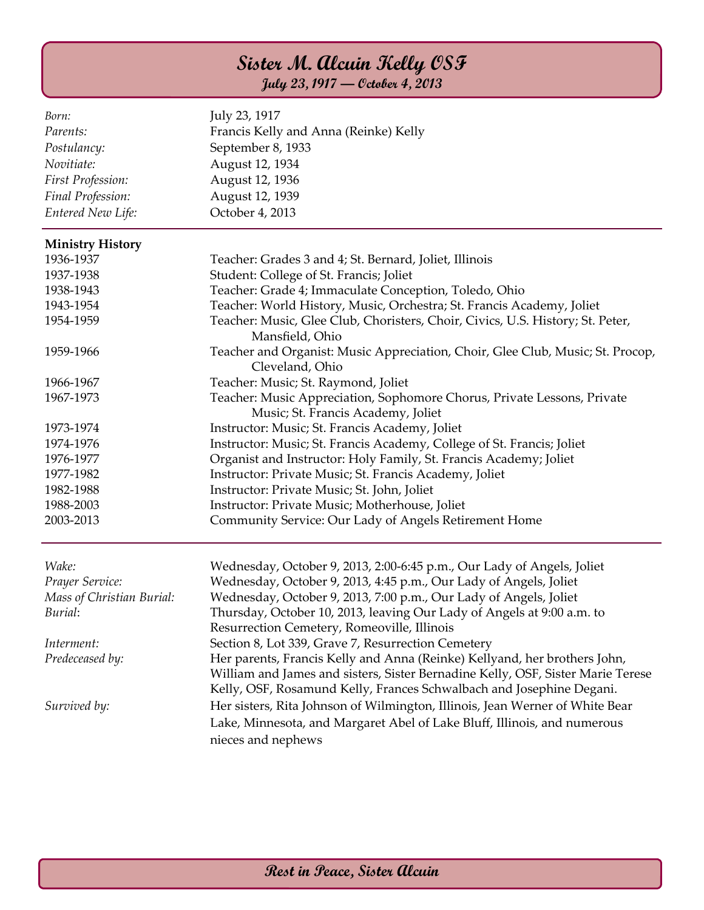# Sister M. Alcuin Kelly OSF

**July 23, 1917 — October 4, 2013**

| | |
|---|---|
| *Born:* | July 23, 1917 |
| *Parents:* | Francis Kelly and Anna (Reinke) Kelly |
| *Postulancy:* | September 8, 1933 |
| *Novitiate:* | August 12, 1934 |
| *First Profession:* | August 12, 1936 |
| *Final Profession:* | August 12, 1939 |
| *Entered New Life:* | October 4, 2013 |

**Ministry History**

| | |
|---|---|
| 1936-1937 | Teacher: Grades 3 and 4; St. Bernard, Joliet, Illinois |
| 1937-1938 | Student: College of St. Francis; Joliet |
| 1938-1943 | Teacher: Grade 4; Immaculate Conception, Toledo, Ohio |
| 1943-1954 | Teacher: World History, Music, Orchestra; St. Francis Academy, Joliet |
| 1954-1959 | Teacher: Music, Glee Club, Choristers, Choir, Civics, U.S. History; St. Peter, Mansfield, Ohio |
| 1959-1966 | Teacher and Organist: Music Appreciation, Choir, Glee Club, Music; St. Procop, Cleveland, Ohio |
| 1966-1967 | Teacher: Music; St. Raymond, Joliet |
| 1967-1973 | Teacher: Music Appreciation, Sophomore Chorus, Private Lessons, Private Music; St. Francis Academy, Joliet |
| 1973-1974 | Instructor: Music; St. Francis Academy, Joliet |
| 1974-1976 | Instructor: Music; St. Francis Academy, College of St. Francis; Joliet |
| 1976-1977 | Organist and Instructor: Holy Family, St. Francis Academy; Joliet |
| 1977-1982 | Instructor: Private Music; St. Francis Academy, Joliet |
| 1982-1988 | Instructor: Private Music; St. John, Joliet |
| 1988-2003 | Instructor: Private Music; Motherhouse, Joliet |
| 2003-2013 | Community Service: Our Lady of Angels Retirement Home |

| | |
|---|---|
| *Wake:* | Wednesday, October 9, 2013, 2:00-6:45 p.m., Our Lady of Angels, Joliet |
| *Prayer Service:* | Wednesday, October 9, 2013, 4:45 p.m., Our Lady of Angels, Joliet |
| *Mass of Christian Burial:* | Wednesday, October 9, 2013, 7:00 p.m., Our Lady of Angels, Joliet |
| *Burial:* | Thursday, October 10, 2013, leaving Our Lady of Angels at 9:00 a.m. to Resurrection Cemetery, Romeoville, Illinois |
| *Interment:* | Section 8, Lot 339, Grave 7, Resurrection Cemetery |
| *Predeceased by:* | Her parents, Francis Kelly and Anna (Reinke) Kellyand, her brothers John, William and James and sisters, Sister Bernadine Kelly, OSF, Sister Marie Terese Kelly, OSF, Rosamund Kelly, Frances Schwalbach and Josephine Degani. |
| *Survived by:* | Her sisters, Rita Johnson of Wilmington, Illinois, Jean Werner of White Bear Lake, Minnesota, and Margaret Abel of Lake Bluff, Illinois, and numerous nieces and nephews |

**Rest in Peace, Sister Alcuin**